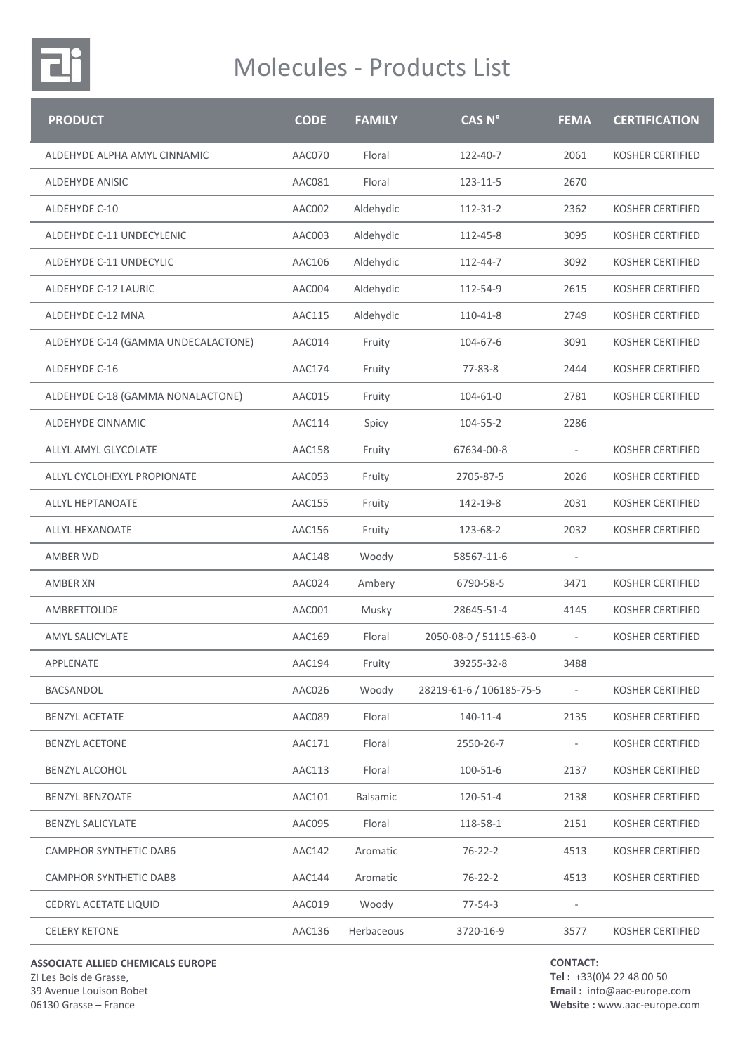# Molecules - Products List

| PRODUCT | CODE | FAMILY | CAS N° | FEMA | CERTIFICATION |
|---|---|---|---|---|---|
| ALDEHYDE ALPHA AMYL CINNAMIC | AAC070 | Floral | 122-40-7 | 2061 | KOSHER CERTIFIED |
| ALDEHYDE ANISIC | AAC081 | Floral | 123-11-5 | 2670 | |
| ALDEHYDE C-10 | AAC002 | Aldehydic | 112-31-2 | 2362 | KOSHER CERTIFIED |
| ALDEHYDE C-11 UNDECYLENIC | AAC003 | Aldehydic | 112-45-8 | 3095 | KOSHER CERTIFIED |
| ALDEHYDE C-11 UNDECYLIC | AAC106 | Aldehydic | 112-44-7 | 3092 | KOSHER CERTIFIED |
| ALDEHYDE C-12 LAURIC | AAC004 | Aldehydic | 112-54-9 | 2615 | KOSHER CERTIFIED |
| ALDEHYDE C-12 MNA | AAC115 | Aldehydic | 110-41-8 | 2749 | KOSHER CERTIFIED |
| ALDEHYDE C-14 (GAMMA UNDECALACTONE) | AAC014 | Fruity | 104-67-6 | 3091 | KOSHER CERTIFIED |
| ALDEHYDE C-16 | AAC174 | Fruity | 77-83-8 | 2444 | KOSHER CERTIFIED |
| ALDEHYDE C-18 (GAMMA NONALACTONE) | AAC015 | Fruity | 104-61-0 | 2781 | KOSHER CERTIFIED |
| ALDEHYDE CINNAMIC | AAC114 | Spicy | 104-55-2 | 2286 | |
| ALLYL AMYL GLYCOLATE | AAC158 | Fruity | 67634-00-8 | - | KOSHER CERTIFIED |
| ALLYL CYCLOHEXYL PROPIONATE | AAC053 | Fruity | 2705-87-5 | 2026 | KOSHER CERTIFIED |
| ALLYL HEPTANOATE | AAC155 | Fruity | 142-19-8 | 2031 | KOSHER CERTIFIED |
| ALLYL HEXANOATE | AAC156 | Fruity | 123-68-2 | 2032 | KOSHER CERTIFIED |
| AMBER WD | AAC148 | Woody | 58567-11-6 | - | |
| AMBER XN | AAC024 | Ambery | 6790-58-5 | 3471 | KOSHER CERTIFIED |
| AMBRETTOLIDE | AAC001 | Musky | 28645-51-4 | 4145 | KOSHER CERTIFIED |
| AMYL SALICYLATE | AAC169 | Floral | 2050-08-0 / 51115-63-0 | - | KOSHER CERTIFIED |
| APPLENATE | AAC194 | Fruity | 39255-32-8 | 3488 | |
| BACSANDOL | AAC026 | Woody | 28219-61-6 / 106185-75-5 | - | KOSHER CERTIFIED |
| BENZYL ACETATE | AAC089 | Floral | 140-11-4 | 2135 | KOSHER CERTIFIED |
| BENZYL ACETONE | AAC171 | Floral | 2550-26-7 | - | KOSHER CERTIFIED |
| BENZYL ALCOHOL | AAC113 | Floral | 100-51-6 | 2137 | KOSHER CERTIFIED |
| BENZYL BENZOATE | AAC101 | Balsamic | 120-51-4 | 2138 | KOSHER CERTIFIED |
| BENZYL SALICYLATE | AAC095 | Floral | 118-58-1 | 2151 | KOSHER CERTIFIED |
| CAMPHOR SYNTHETIC DAB6 | AAC142 | Aromatic | 76-22-2 | 4513 | KOSHER CERTIFIED |
| CAMPHOR SYNTHETIC DAB8 | AAC144 | Aromatic | 76-22-2 | 4513 | KOSHER CERTIFIED |
| CEDRYL ACETATE LIQUID | AAC019 | Woody | 77-54-3 | - | |
| CELERY KETONE | AAC136 | Herbaceous | 3720-16-9 | 3577 | KOSHER CERTIFIED |

**ASSOCIATE ALLIED CHEMICALS EUROPE**
ZI Les Bois de Grasse,
39 Avenue Louison Bobet
06130 Grasse – France

**CONTACT:**
**Tel :** +33(0)4 22 48 00 50
**Email :** info@aac-europe.com
**Website :** www.aac-europe.com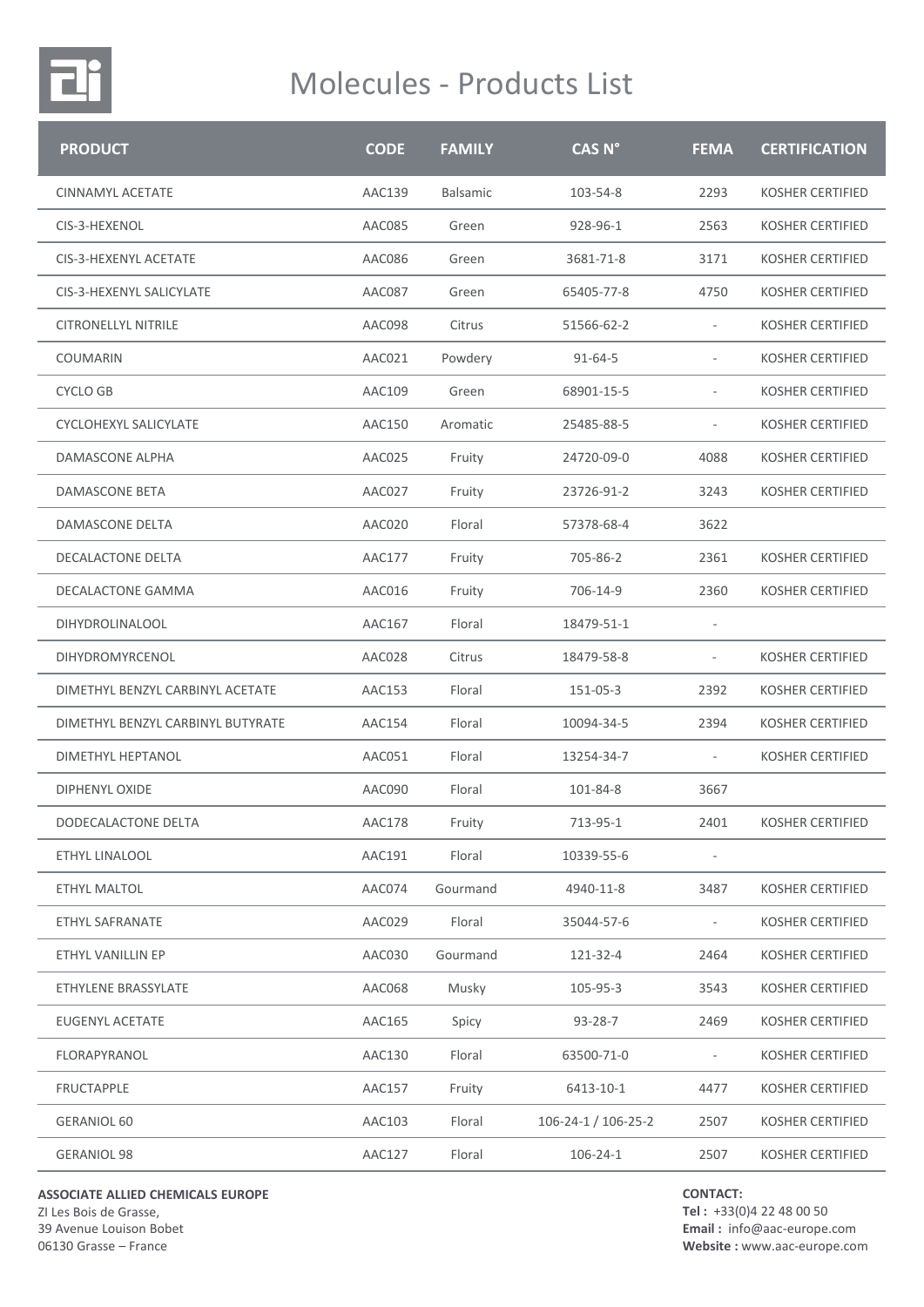# Molecules - Products List

| PRODUCT | CODE | FAMILY | CAS N° | FEMA | CERTIFICATION |
|---|---|---|---|---|---|
| CINNAMYL ACETATE | AAC139 | Balsamic | 103-54-8 | 2293 | KOSHER CERTIFIED |
| CIS-3-HEXENOL | AAC085 | Green | 928-96-1 | 2563 | KOSHER CERTIFIED |
| CIS-3-HEXENYL ACETATE | AAC086 | Green | 3681-71-8 | 3171 | KOSHER CERTIFIED |
| CIS-3-HEXENYL SALICYLATE | AAC087 | Green | 65405-77-8 | 4750 | KOSHER CERTIFIED |
| CITRONELLYL NITRILE | AAC098 | Citrus | 51566-62-2 | - | KOSHER CERTIFIED |
| COUMARIN | AAC021 | Powdery | 91-64-5 | - | KOSHER CERTIFIED |
| CYCLO GB | AAC109 | Green | 68901-15-5 | - | KOSHER CERTIFIED |
| CYCLOHEXYL SALICYLATE | AAC150 | Aromatic | 25485-88-5 | - | KOSHER CERTIFIED |
| DAMASCONE ALPHA | AAC025 | Fruity | 24720-09-0 | 4088 | KOSHER CERTIFIED |
| DAMASCONE BETA | AAC027 | Fruity | 23726-91-2 | 3243 | KOSHER CERTIFIED |
| DAMASCONE DELTA | AAC020 | Floral | 57378-68-4 | 3622 | |
| DECALACTONE DELTA | AAC177 | Fruity | 705-86-2 | 2361 | KOSHER CERTIFIED |
| DECALACTONE GAMMA | AAC016 | Fruity | 706-14-9 | 2360 | KOSHER CERTIFIED |
| DIHYDROLINALOOL | AAC167 | Floral | 18479-51-1 | - | |
| DIHYDROMYRCENOL | AAC028 | Citrus | 18479-58-8 | - | KOSHER CERTIFIED |
| DIMETHYL BENZYL CARBINYL ACETATE | AAC153 | Floral | 151-05-3 | 2392 | KOSHER CERTIFIED |
| DIMETHYL BENZYL CARBINYL BUTYRATE | AAC154 | Floral | 10094-34-5 | 2394 | KOSHER CERTIFIED |
| DIMETHYL HEPTANOL | AAC051 | Floral | 13254-34-7 | - | KOSHER CERTIFIED |
| DIPHENYL OXIDE | AAC090 | Floral | 101-84-8 | 3667 | |
| DODECALACTONE DELTA | AAC178 | Fruity | 713-95-1 | 2401 | KOSHER CERTIFIED |
| ETHYL LINALOOL | AAC191 | Floral | 10339-55-6 | - | |
| ETHYL MALTOL | AAC074 | Gourmand | 4940-11-8 | 3487 | KOSHER CERTIFIED |
| ETHYL SAFRANATE | AAC029 | Floral | 35044-57-6 | - | KOSHER CERTIFIED |
| ETHYL VANILLIN EP | AAC030 | Gourmand | 121-32-4 | 2464 | KOSHER CERTIFIED |
| ETHYLENE BRASSYLATE | AAC068 | Musky | 105-95-3 | 3543 | KOSHER CERTIFIED |
| EUGENYL ACETATE | AAC165 | Spicy | 93-28-7 | 2469 | KOSHER CERTIFIED |
| FLORAPYRANOL | AAC130 | Floral | 63500-71-0 | - | KOSHER CERTIFIED |
| FRUCTAPPLE | AAC157 | Fruity | 6413-10-1 | 4477 | KOSHER CERTIFIED |
| GERANIOL 60 | AAC103 | Floral | 106-24-1 / 106-25-2 | 2507 | KOSHER CERTIFIED |
| GERANIOL 98 | AAC127 | Floral | 106-24-1 | 2507 | KOSHER CERTIFIED |

**ASSOCIATE ALLIED CHEMICALS EUROPE**
ZI Les Bois de Grasse,
39 Avenue Louison Bobet
06130 Grasse – France

**CONTACT:**
**Tel :** +33(0)4 22 48 00 50
**Email :** info@aac-europe.com
**Website :** www.aac-europe.com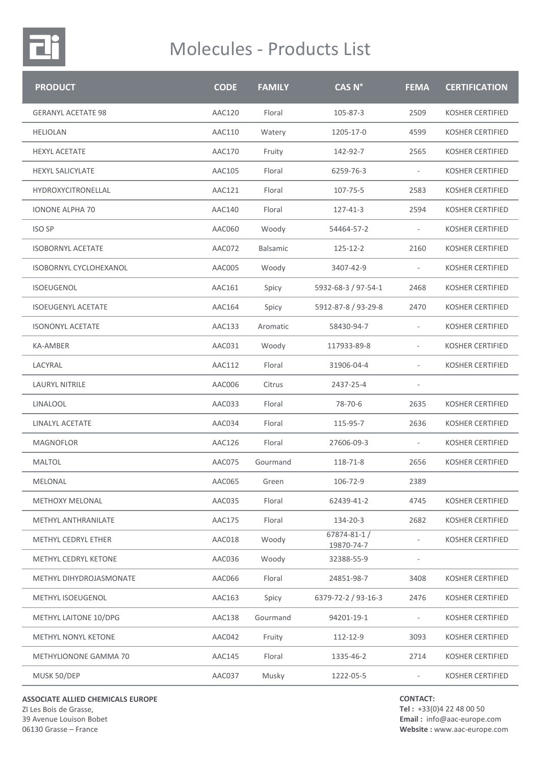# Molecules - Products List

| PRODUCT | CODE | FAMILY | CAS N° | FEMA | CERTIFICATION |
|---|---|---|---|---|---|
| GERANYL ACETATE 98 | AAC120 | Floral | 105-87-3 | 2509 | KOSHER CERTIFIED |
| HELIOLAN | AAC110 | Watery | 1205-17-0 | 4599 | KOSHER CERTIFIED |
| HEXYL ACETATE | AAC170 | Fruity | 142-92-7 | 2565 | KOSHER CERTIFIED |
| HEXYL SALICYLATE | AAC105 | Floral | 6259-76-3 | - | KOSHER CERTIFIED |
| HYDROXYCITRONELLAL | AAC121 | Floral | 107-75-5 | 2583 | KOSHER CERTIFIED |
| IONONE ALPHA 70 | AAC140 | Floral | 127-41-3 | 2594 | KOSHER CERTIFIED |
| ISO SP | AAC060 | Woody | 54464-57-2 | - | KOSHER CERTIFIED |
| ISOBORNYL ACETATE | AAC072 | Balsamic | 125-12-2 | 2160 | KOSHER CERTIFIED |
| ISOBORNYL CYCLOHEXANOL | AAC005 | Woody | 3407-42-9 | - | KOSHER CERTIFIED |
| ISOEUGENOL | AAC161 | Spicy | 5932-68-3 / 97-54-1 | 2468 | KOSHER CERTIFIED |
| ISOEUGENYL ACETATE | AAC164 | Spicy | 5912-87-8 / 93-29-8 | 2470 | KOSHER CERTIFIED |
| ISONONYL ACETATE | AAC133 | Aromatic | 58430-94-7 | - | KOSHER CERTIFIED |
| KA-AMBER | AAC031 | Woody | 117933-89-8 | - | KOSHER CERTIFIED |
| LACYRAL | AAC112 | Floral | 31906-04-4 | - | KOSHER CERTIFIED |
| LAURYL NITRILE | AAC006 | Citrus | 2437-25-4 | - | |
| LINALOOL | AAC033 | Floral | 78-70-6 | 2635 | KOSHER CERTIFIED |
| LINALYL ACETATE | AAC034 | Floral | 115-95-7 | 2636 | KOSHER CERTIFIED |
| MAGNOFLOR | AAC126 | Floral | 27606-09-3 | - | KOSHER CERTIFIED |
| MALTOL | AAC075 | Gourmand | 118-71-8 | 2656 | KOSHER CERTIFIED |
| MELONAL | AAC065 | Green | 106-72-9 | 2389 | |
| METHOXY MELONAL | AAC035 | Floral | 62439-41-2 | 4745 | KOSHER CERTIFIED |
| METHYL ANTHRANILATE | AAC175 | Floral | 134-20-3 | 2682 | KOSHER CERTIFIED |
| METHYL CEDRYL ETHER | AAC018 | Woody | 67874-81-1 / 19870-74-7 | - | KOSHER CERTIFIED |
| METHYL CEDRYL KETONE | AAC036 | Woody | 32388-55-9 | - | |
| METHYL DIHYDROJASMONATE | AAC066 | Floral | 24851-98-7 | 3408 | KOSHER CERTIFIED |
| METHYL ISOEUGENOL | AAC163 | Spicy | 6379-72-2 / 93-16-3 | 2476 | KOSHER CERTIFIED |
| METHYL LAITONE 10/DPG | AAC138 | Gourmand | 94201-19-1 | - | KOSHER CERTIFIED |
| METHYL NONYL KETONE | AAC042 | Fruity | 112-12-9 | 3093 | KOSHER CERTIFIED |
| METHYLIONONE GAMMA 70 | AAC145 | Floral | 1335-46-2 | 2714 | KOSHER CERTIFIED |
| MUSK 50/DEP | AAC037 | Musky | 1222-05-5 | - | KOSHER CERTIFIED |

**ASSOCIATE ALLIED CHEMICALS EUROPE**
ZI Les Bois de Grasse,
39 Avenue Louison Bobet
06130 Grasse – France

**CONTACT:**
**Tel :** +33(0)4 22 48 00 50
**Email :** info@aac-europe.com
**Website :** www.aac-europe.com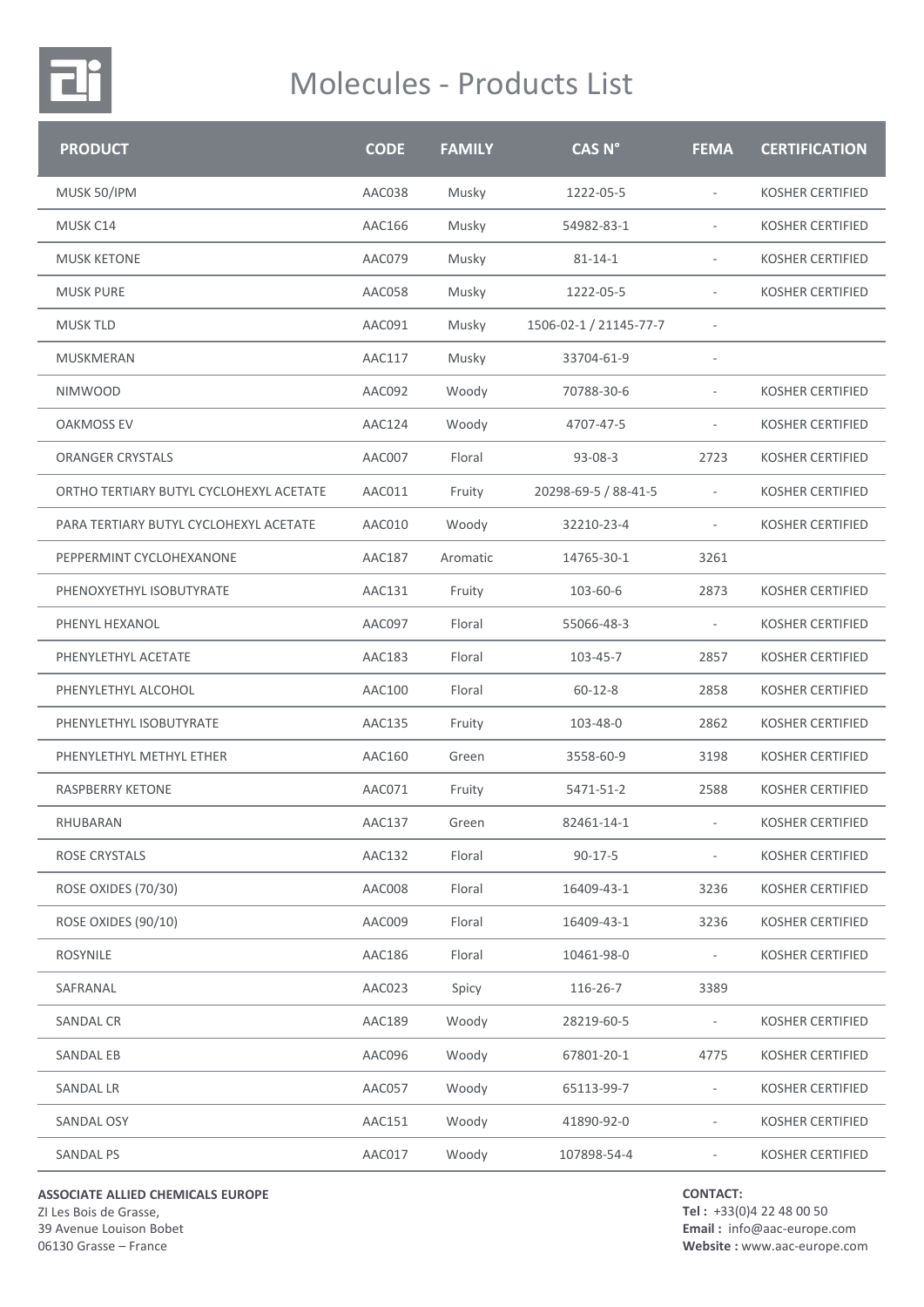# Molecules - Products List

| PRODUCT | CODE | FAMILY | CAS N° | FEMA | CERTIFICATION |
|---|---|---|---|---|---|
| MUSK 50/IPM | AAC038 | Musky | 1222-05-5 | - | KOSHER CERTIFIED |
| MUSK C14 | AAC166 | Musky | 54982-83-1 | - | KOSHER CERTIFIED |
| MUSK KETONE | AAC079 | Musky | 81-14-1 | - | KOSHER CERTIFIED |
| MUSK PURE | AAC058 | Musky | 1222-05-5 | - | KOSHER CERTIFIED |
| MUSK TLD | AAC091 | Musky | 1506-02-1 / 21145-77-7 | - | |
| MUSKMERAN | AAC117 | Musky | 33704-61-9 | - | |
| NIMWOOD | AAC092 | Woody | 70788-30-6 | - | KOSHER CERTIFIED |
| OAKMOSS EV | AAC124 | Woody | 4707-47-5 | - | KOSHER CERTIFIED |
| ORANGER CRYSTALS | AAC007 | Floral | 93-08-3 | 2723 | KOSHER CERTIFIED |
| ORTHO TERTIARY BUTYL CYCLOHEXYL ACETATE | AAC011 | Fruity | 20298-69-5 / 88-41-5 | - | KOSHER CERTIFIED |
| PARA TERTIARY BUTYL CYCLOHEXYL ACETATE | AAC010 | Woody | 32210-23-4 | - | KOSHER CERTIFIED |
| PEPPERMINT CYCLOHEXANONE | AAC187 | Aromatic | 14765-30-1 | 3261 | |
| PHENOXYETHYL ISOBUTYRATE | AAC131 | Fruity | 103-60-6 | 2873 | KOSHER CERTIFIED |
| PHENYL HEXANOL | AAC097 | Floral | 55066-48-3 | - | KOSHER CERTIFIED |
| PHENYLETHYL ACETATE | AAC183 | Floral | 103-45-7 | 2857 | KOSHER CERTIFIED |
| PHENYLETHYL ALCOHOL | AAC100 | Floral | 60-12-8 | 2858 | KOSHER CERTIFIED |
| PHENYLETHYL ISOBUTYRATE | AAC135 | Fruity | 103-48-0 | 2862 | KOSHER CERTIFIED |
| PHENYLETHYL METHYL ETHER | AAC160 | Green | 3558-60-9 | 3198 | KOSHER CERTIFIED |
| RASPBERRY KETONE | AAC071 | Fruity | 5471-51-2 | 2588 | KOSHER CERTIFIED |
| RHUBARAN | AAC137 | Green | 82461-14-1 | - | KOSHER CERTIFIED |
| ROSE CRYSTALS | AAC132 | Floral | 90-17-5 | - | KOSHER CERTIFIED |
| ROSE OXIDES (70/30) | AAC008 | Floral | 16409-43-1 | 3236 | KOSHER CERTIFIED |
| ROSE OXIDES (90/10) | AAC009 | Floral | 16409-43-1 | 3236 | KOSHER CERTIFIED |
| ROSYNILE | AAC186 | Floral | 10461-98-0 | - | KOSHER CERTIFIED |
| SAFRANAL | AAC023 | Spicy | 116-26-7 | 3389 | |
| SANDAL CR | AAC189 | Woody | 28219-60-5 | - | KOSHER CERTIFIED |
| SANDAL EB | AAC096 | Woody | 67801-20-1 | 4775 | KOSHER CERTIFIED |
| SANDAL LR | AAC057 | Woody | 65113-99-7 | - | KOSHER CERTIFIED |
| SANDAL OSY | AAC151 | Woody | 41890-92-0 | - | KOSHER CERTIFIED |
| SANDAL PS | AAC017 | Woody | 107898-54-4 | - | KOSHER CERTIFIED |

**ASSOCIATE ALLIED CHEMICALS EUROPE**
ZI Les Bois de Grasse,
39 Avenue Louison Bobet
06130 Grasse – France

**CONTACT:**
**Tel :** +33(0)4 22 48 00 50
**Email :** info@aac-europe.com
**Website :** www.aac-europe.com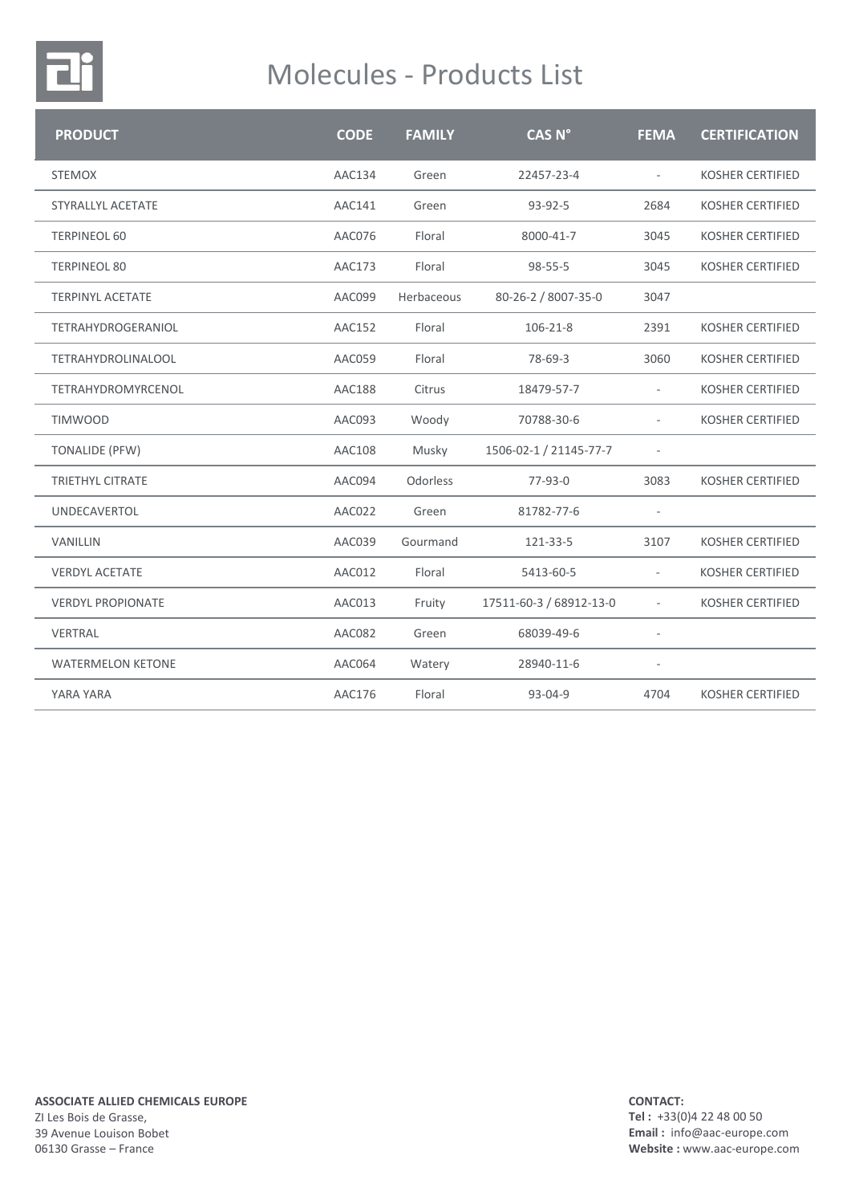# Molecules - Products List

| PRODUCT | CODE | FAMILY | CAS N° | FEMA | CERTIFICATION |
|---|---|---|---|---|---|
| STEMOX | AAC134 | Green | 22457-23-4 | - | KOSHER CERTIFIED |
| STYRALLYL ACETATE | AAC141 | Green | 93-92-5 | 2684 | KOSHER CERTIFIED |
| TERPINEOL 60 | AAC076 | Floral | 8000-41-7 | 3045 | KOSHER CERTIFIED |
| TERPINEOL 80 | AAC173 | Floral | 98-55-5 | 3045 | KOSHER CERTIFIED |
| TERPINYL ACETATE | AAC099 | Herbaceous | 80-26-2 / 8007-35-0 | 3047 | |
| TETRAHYDROGERANIOL | AAC152 | Floral | 106-21-8 | 2391 | KOSHER CERTIFIED |
| TETRAHYDROLINALOOL | AAC059 | Floral | 78-69-3 | 3060 | KOSHER CERTIFIED |
| TETRAHYDROMYRCENOL | AAC188 | Citrus | 18479-57-7 | - | KOSHER CERTIFIED |
| TIMWOOD | AAC093 | Woody | 70788-30-6 | - | KOSHER CERTIFIED |
| TONALIDE (PFW) | AAC108 | Musky | 1506-02-1 / 21145-77-7 | - | |
| TRIETHYL CITRATE | AAC094 | Odorless | 77-93-0 | 3083 | KOSHER CERTIFIED |
| UNDECAVERTOL | AAC022 | Green | 81782-77-6 | - | |
| VANILLIN | AAC039 | Gourmand | 121-33-5 | 3107 | KOSHER CERTIFIED |
| VERDYL ACETATE | AAC012 | Floral | 5413-60-5 | - | KOSHER CERTIFIED |
| VERDYL PROPIONATE | AAC013 | Fruity | 17511-60-3 / 68912-13-0 | - | KOSHER CERTIFIED |
| VERTRAL | AAC082 | Green | 68039-49-6 | - | |
| WATERMELON KETONE | AAC064 | Watery | 28940-11-6 | - | |
| YARA YARA | AAC176 | Floral | 93-04-9 | 4704 | KOSHER CERTIFIED |

**ASSOCIATE ALLIED CHEMICALS EUROPE**
ZI Les Bois de Grasse,
39 Avenue Louison Bobet
06130 Grasse – France

**CONTACT:**
**Tel :** +33(0)4 22 48 00 50
**Email :** info@aac-europe.com
**Website :** www.aac-europe.com